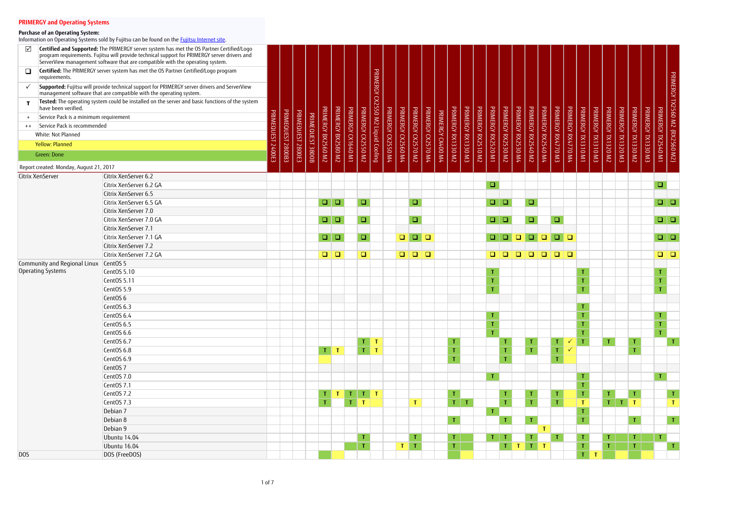# PRIMERGY and Operating Systems

**Purchase of an Operating System:**
Information on Operating Systems sold by Fujitsu can be found on the [Fujitsu Internet site](#).

| Symbol | Meaning |
|---|---|
| ☑ | **Certified and Supported:** The PRIMERGY server system has met the OS Partner Certified/Logo program requirements. Fujitsu will provide technical support for PRIMERGY server drivers and ServerView management software that are compatible with the operating system. |
| ❑ | **Certified:** The PRIMERGY server system has met the OS Partner Certified/Logo program requirements. |
| ✓ | **Supported:** Fujitsu will provide technical support for PRIMERGY server drivers and ServerView management software that are compatible with the operating system. |
| T | **Tested:** The operating system could be installed on the server and basic functions of the system have been verified. |
| + | Service Pack is a minimum requirement |
| ++ | Service Pack is recommended |
| | White: Not Planned |
| | Yellow: Planned |
| | Green: Done |

Report created: Monday, August 21, 2017

| | | PRIMEQUEST 2400E3 | PRIMEQUEST 2800B3 | PRIMEQUEST 2800E3 | PRIMEQUEST 3800B | PRIMERGY BX2560 M2 | PRIMERGY BX2580 M2 | PRIMERGY CX1640 M1 | PRIMERGY CX2550 M2 | PRIMERGY CX2550 M2 Liquid Cooling | PRIMERGY CX2550 M4 | PRIMERGY CX2560 M4 | PRIMERGY CX2570 M2 | PRIMERGY CX2570 M4 | PRIMERGY CX400 M4 | PRIMERGY RX1330 M2 | PRIMERGY RX1330 M3 | PRIMERGY RX2510 M2 | PRIMERGY RX2520 M1 | PRIMERGY RX2530 M2 | PRIMERGY RX2530 M4 | PRIMERGY RX2540 M2 | PRIMERGY RX2540 M4 | PRIMERGY RX4770 M3 | PRIMERGY RX4770 M4 | PRIMERGY TX1310 M1 | PRIMERGY TX1310 M3 | PRIMERGY TX1320 M2 | PRIMERGY TX1320 M3 | PRIMERGY TX1330 M2 | PRIMERGY TX1330 M3 | PRIMERGY TX2540 M1 | PRIMERGY TX2560 M2 (RX2560 M2) |
|---|---|---|---|---|---|---|---|---|---|---|---|---|---|---|---|---|---|---|---|---|---|---|---|---|---|---|---|---|---|---|---|---|---|
| Citrix XenServer | Citrix XenServer 6.2 | | | | | | | | | | | | | | | | | | | | | | | | | | | | | | | | |
| | Citrix XenServer 6.2 GA | | | | | | | | | | | | | | | | | | ❑ | | | | | | | | | | | | | ❑ | |
| | Citrix XenServer 6.5 | | | | | | | | | | | | | | | | | | | | | | | | | | | | | | | | |
| | Citrix XenServer 6.5 GA | | | | | ❑ | ❑ | | ❑ | | | | ❑ | | | | | | ❑ | ❑ | | ❑ | | | | | | | | | | ❑ | ❑ |
| | Citrix XenServer 7.0 | | | | | | | | | | | | | | | | | | | | | | | | | | | | | | | | |
| | Citrix XenServer 7.0 GA | | | | | ❑ | ❑ | | ❑ | | | | ❑ | | | | | | ❑ | ❑ | | ❑ | | ❑ | | | | | | | | ❑ | ❑ |
| | Citrix XenServer 7.1 | | | | | | | | | | | | | | | | | | | | | | | | | | | | | | | | |
| | Citrix XenServer 7.1 GA | | | | | ❑ | ❑ | | ❑ | | | ❑ | ❑ | ❑ | | | | | ❑ | ❑ | ❑ | ❑ | ❑ | ❑ | ❑ | | | | | | | ❑ | ❑ |
| | Citrix XenServer 7.2 | | | | | | | | | | | | | | | | | | | | | | | | | | | | | | | | |
| | Citrix XenServer 7.2 GA | | | | | ❑ | ❑ | | ❑ | | | ❑ | ❑ | ❑ | | | | | ❑ | ❑ | ❑ | ❑ | ❑ | ❑ | ❑ | | | | | | | ❑ | ❑ |
| Community and Regional Linux Operating Systems | CentOS 5 | | | | | | | | | | | | | | | | | | | | | | | | | | | | | | | | |
| | CentOS 5.10 | | | | | | | | | | | | | | | | | | T | | | | | | | T | | | | | | T | |
| | CentOS 5.11 | | | | | | | | | | | | | | | | | | T | | | | | | | T | | | | | | T | |
| | CentOS 5.9 | | | | | | | | | | | | | | | | | | T | | | | | | | T | | | | | | T | |
| | CentOS 6 | | | | | | | | | | | | | | | | | | | | | | | | | | | | | | | | |
| | CentOS 6.3 | | | | | | | | | | | | | | | | | | | | | | | | | T | | | | | | | |
| | CentOS 6.4 | | | | | | | | | | | | | | | | | | T | | | | | | | T | | | | | | T | |
| | CentOS 6.5 | | | | | | | | | | | | | | | | | | T | | | | | | | T | | | | | | T | |
| | CentOS 6.6 | | | | | | | | | | | | | | | | | | T | | | | | | | T | | | | | | T | |
| | CentOS 6.7 | | | | | | | | T | T | | | | | | T | | | | T | | T | | T | ✓ | T | | T | | T | | | T |
| | CentOS 6.8 | | | | | T | T | | T | T | | | | | | T | | | | T | | T | | T | ✓ | | | | | T | | | |
| | CentOS 6.9 | | | | | | | | | | | | | | | T | | | | T | | | | T | | | | | | | | | |
| | CentOS 7 | | | | | | | | | | | | | | | | | | | | | | | | | | | | | | | | |
| | CentOS 7.0 | | | | | | | | | | | | | | | | | | T | | | | | | | T | | | | | | T | |
| | CentOS 7.1 | | | | | | | | | | | | | | | | | | | | | | | | | T | | | | | | | |
| | CentOS 7.2 | | | | | T | T | T | T | T | | | | | | T | | | | T | | T | | T | | T | | T | | T | | | T |
| | CentOS 7.3 | | | | | T | | T | T | | | | T | | | T | T | | | T | | T | | T | | T | | T | T | T | | | T |
| | Debian 7 | | | | | | | | | | | | | | | | | | T | | | | | | | T | | | | | | | |
| | Debian 8 | | | | | | | | | | | | | | | T | | | | T | | T | | | | T | | | | T | | | T |
| | Debian 9 | | | | | | | | | | | | | | | | | | | | | | T | | | | | | | | | | |
| | Ubuntu 14.04 | | | | | | | | T | | | | T | | | T | | | T | T | | T | | T | | T | | T | | T | | T | |
| | Ubuntu 16.04 | | | | | | | | T | | | T | T | | | T | | | | T | T | T | T | | | T | | T | | T | | | T |
| DOS | DOS (FreeDOS) | | | | | | | | | | | | | | | | | | | | | | | | | T | T | | | | | | |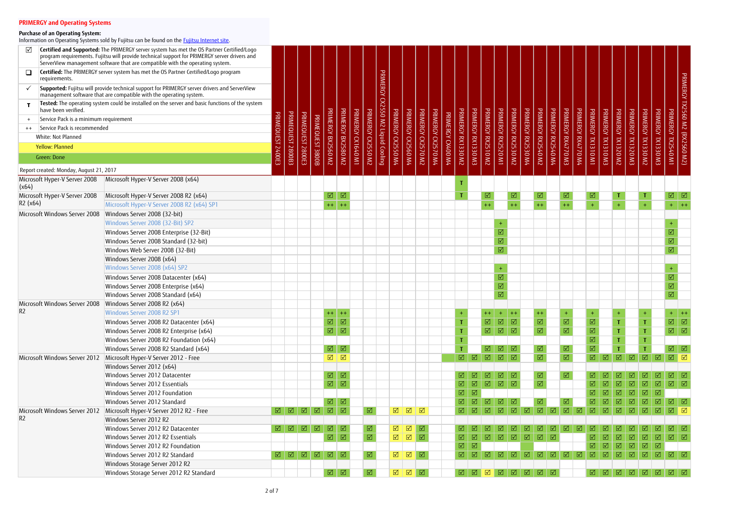## PRIMERGY and Operating Systems

**Purchase of an Operating System:**
Information on Operating Systems sold by Fujitsu can be found on the Fujitsu Internet site.

| Symbol | Meaning |
|---|---|
| ☑ | **Certified and Supported:** The PRIMERGY server system has met the OS Partner Certified/Logo program requirements. Fujitsu will provide technical support for PRIMERGY server drivers and ServerView management software that are compatible with the operating system. |
| ❑ | **Certified:** The PRIMERGY server system has met the OS Partner Certified/Logo program requirements. |
| ✓ | **Supported:** Fujitsu will provide technical support for PRIMERGY server drivers and ServerView management software that are compatible with the operating system. |
| T | **Tested:** The operating system could be installed on the server and basic functions of the system have been verified. |
| + | Service Pack is a minimum requirement |
| ++ | Service Pack is recommended |
| | White: Not Planned |
| | Yellow: Planned |
| | Green: Done |

Report created: Monday, August 21, 2017

| Operating System | Version | PRIMEQUEST 2400E3 | PRIMEQUEST 2800B3 | PRIMEQUEST 2800E3 | PRIMEQUEST 3800B | PRIMERGY BX2560 M2 | PRIMERGY BX2580 M2 | PRIMERGY CX1640 M1 | PRIMERGY CX2550 M2 | PRIMERGY CX2550 M2 Liquid Cooling | PRIMERGY CX2550 M4 | PRIMERGY CX2560 M4 | PRIMERGY CX2570 M2 | PRIMERGY CX2570 M4 | PRIMERGY CX400 M4 | PRIMERGY RX1330 M2 | PRIMERGY RX1330 M3 | PRIMERGY RX2510 M2 | PRIMERGY RX2520 M1 | PRIMERGY RX2530 M2 | PRIMERGY RX2530 M4 | PRIMERGY RX2540 M2 | PRIMERGY RX2540 M4 | PRIMERGY RX4770 M3 | PRIMERGY RX4770 M4 | PRIMERGY TX1310 M1 | PRIMERGY TX1310 M3 | PRIMERGY TX1320 M2 | PRIMERGY TX1320 M3 | PRIMERGY TX1330 M2 | PRIMERGY TX1330 M3 | PRIMERGY TX2540 M1 | PRIMERGY TX2560 M2 (RX2560 M2) |
|---|---|---|---|---|---|---|---|---|---|---|---|---|---|---|---|---|---|---|---|---|---|---|---|---|---|---|---|---|---|---|---|---|---|
| Microsoft Hyper-V Server 2008 (x64) | Microsoft Hyper-V Server 2008 (x64) | | | | | | | | | | | | | | | T | | | | | | | | | | | | | | | | | |
| Microsoft Hyper-V Server 2008 R2 (x64) | Microsoft Hyper-V Server 2008 R2 (x64) | | | | | ☑ | ☑ | | | | | | | | | T | | ☑ | | ☑ | | ☑ | | ☑ | | ☑ | | T | | T | | ☑ | ☑ |
| | Microsoft Hyper-V Server 2008 R2 (x64) SP1 | | | | | ++ | ++ | | | | | | | | | | | ++ | | ++ | | ++ | | ++ | | + | | + | | + | | + | ++ |
| Microsoft Windows Server 2008 | Windows Server 2008 (32-bit) | | | | | | | | | | | | | | | | | | | | | | | | | | | | | | | | |
| | Windows Server 2008 (32-Bit) SP2 | | | | | | | | | | | | | | | | | | + | | | | | | | | | | | | | + | |
| | Windows Server 2008 Enterprise (32-Bit) | | | | | | | | | | | | | | | | | | ☑ | | | | | | | | | | | | | ☑ | |
| | Windows Server 2008 Standard (32-bit) | | | | | | | | | | | | | | | | | | ☑ | | | | | | | | | | | | | ☑ | |
| | Windows Web Server 2008 (32-Bit) | | | | | | | | | | | | | | | | | | ☑ | | | | | | | | | | | | | ☑ | |
| | Windows Server 2008 (x64) | | | | | | | | | | | | | | | | | | | | | | | | | | | | | | | | |
| | Windows Server 2008 (x64) SP2 | | | | | | | | | | | | | | | | | | + | | | | | | | | | | | | | + | |
| | Windows Server 2008 Datacenter (x64) | | | | | | | | | | | | | | | | | | ☑ | | | | | | | | | | | | | ☑ | |
| | Windows Server 2008 Enterprise (x64) | | | | | | | | | | | | | | | | | | ☑ | | | | | | | | | | | | | ☑ | |
| | Windows Server 2008 Standard (x64) | | | | | | | | | | | | | | | | | | ☑ | | | | | | | | | | | | | ☑ | |
| Microsoft Windows Server 2008 R2 | Windows Server 2008 R2 (x64) | | | | | | | | | | | | | | | | | | | | | | | | | | | | | | | | |
| | Windows Server 2008 R2 SP1 | | | | | ++ | ++ | | | | | | | | | + | | ++ | + | ++ | | ++ | | + | | + | | + | | + | | + | ++ |
| | Windows Server 2008 R2 Datacenter (x64) | | | | | ☑ | ☑ | | | | | | | | | T | | ☑ | ☑ | ☑ | | ☑ | | ☑ | | ☑ | | T | | T | | ☑ | ☑ |
| | Windows Server 2008 R2 Enterprise (x64) | | | | | ☑ | ☑ | | | | | | | | | T | | ☑ | ☑ | ☑ | | ☑ | | ☑ | | ☑ | | T | | T | | ☑ | ☑ |
| | Windows Server 2008 R2 Foundation (x64) | | | | | | | | | | | | | | | T | | | | | | | | | | ☑ | | T | | T | | | |
| | Windows Server 2008 R2 Standard (x64) | | | | | ☑ | ☑ | | | | | | | | | T | | ☑ | ☑ | ☑ | | ☑ | | ☑ | | ☑ | | T | | T | | ☑ | ☑ |
| Microsoft Windows Server 2012 | Microsoft Hyper-V Server 2012 - Free | | | | | ☑ | ☑ | | | | | | | | | ☑ | ☑ | ☑ | ☑ | ☑ | | ☑ | | ☑ | | ☑ | ☑ | ☑ | ☑ | ☑ | ☑ | ☑ | ☑ |
| | Windows Server 2012 (x64) | | | | | | | | | | | | | | | | | | | | | | | | | | | | | | | | |
| | Windows Server 2012 Datacenter | | | | | ☑ | ☑ | | | | | | | | | ☑ | ☑ | ☑ | ☑ | ☑ | | ☑ | | ☑ | | ☑ | ☑ | ☑ | ☑ | ☑ | ☑ | ☑ | ☑ |
| | Windows Server 2012 Essentials | | | | | ☑ | ☑ | | | | | | | | | ☑ | ☑ | ☑ | ☑ | ☑ | | ☑ | | | | ☑ | ☑ | ☑ | ☑ | ☑ | ☑ | ☑ | ☑ |
| | Windows Server 2012 Foundation | | | | | | | | | | | | | | | ☑ | ☑ | | | | | | | | | ☑ | ☑ | ☑ | ☑ | ☑ | ☑ | | |
| | Windows Server 2012 Standard | | | | | ☑ | ☑ | | | | | | | | | ☑ | ☑ | ☑ | ☑ | ☑ | | ☑ | | ☑ | | ☑ | ☑ | ☑ | ☑ | ☑ | ☑ | ☑ | ☑ |
| Microsoft Windows Server 2012 R2 | Microsoft Hyper-V Server 2012 R2 - Free | ☑ | ☑ | ☑ | ☑ | ☑ | ☑ | | ☑ | | ☑ | ☑ | ☑ | | | ☑ | ☑ | ☑ | ☑ | ☑ | ☑ | ☑ | ☑ | ☑ | ☑ | ☑ | ☑ | ☑ | ☑ | ☑ | ☑ | ☑ | ☑ |
| | Windows Server 2012 R2 | | | | | | | | | | | | | | | | | | | | | | | | | | | | | | | | |
| | Windows Server 2012 R2 Datacenter | ☑ | ☑ | ☑ | ☑ | ☑ | ☑ | | ☑ | | ☑ | ☑ | ☑ | | | ☑ | ☑ | ☑ | ☑ | ☑ | ☑ | ☑ | ☑ | ☑ | ☑ | ☑ | ☑ | ☑ | ☑ | ☑ | ☑ | ☑ | ☑ |
| | Windows Server 2012 R2 Essentials | | | | | ☑ | ☑ | | ☑ | | ☑ | ☑ | ☑ | | | ☑ | ☑ | ☑ | ☑ | ☑ | ☑ | ☑ | ☑ | | | ☑ | ☑ | ☑ | ☑ | ☑ | ☑ | ☑ | ☑ |
| | Windows Server 2012 R2 Foundation | | | | | | | | | | | | | | | ☑ | ☑ | | | | | | | | | ☑ | ☑ | ☑ | ☑ | ☑ | ☑ | | |
| | Windows Server 2012 R2 Standard | ☑ | ☑ | ☑ | ☑ | ☑ | ☑ | | ☑ | | ☑ | ☑ | ☑ | | | ☑ | ☑ | ☑ | ☑ | ☑ | ☑ | ☑ | ☑ | ☑ | ☑ | ☑ | ☑ | ☑ | ☑ | ☑ | ☑ | ☑ | ☑ |
| | Windows Storage Server 2012 R2 | | | | | | | | | | | | | | | | | | | | | | | | | | | | | | | | |
| | Windows Storage Server 2012 R2 Standard | | | | | ☑ | ☑ | | ☑ | | ☑ | ☑ | ☑ | | | ☑ | ☑ | ☑ | ☑ | ☑ | ☑ | ☑ | ☑ | | | ☑ | ☑ | ☑ | ☑ | ☑ | ☑ | ☑ | ☑ |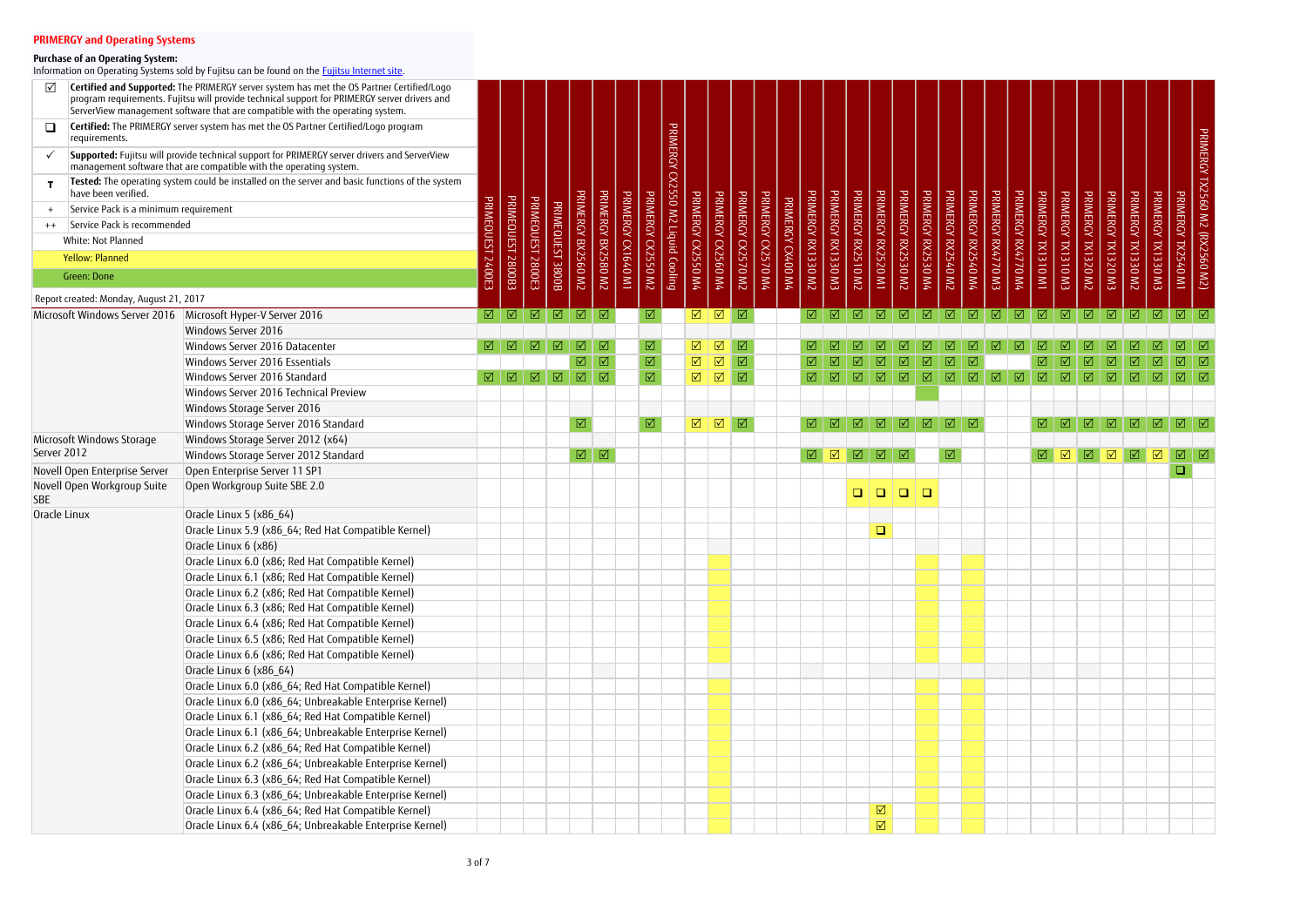## PRIMERGY and Operating Systems

**Purchase of an Operating System:**
Information on Operating Systems sold by Fujitsu can be found on the Fujitsu Internet site.

| Symbol | Meaning |
|---|---|
| ☑ | **Certified and Supported:** The PRIMERGY server system has met the OS Partner Certified/Logo program requirements. Fujitsu will provide technical support for PRIMERGY server drivers and ServerView management software that are compatible with the operating system. |
| ❑ | **Certified:** The PRIMERGY server system has met the OS Partner Certified/Logo program requirements. |
| ✓ | **Supported:** Fujitsu will provide technical support for PRIMERGY server drivers and ServerView management software that are compatible with the operating system. |
| T | **Tested:** The operating system could be installed on the server and basic functions of the system have been verified. |
| + | Service Pack is a minimum requirement |
| ++ | Service Pack is recommended |
| | White: Not Planned |
| | Yellow: Planned |
| | Green: Done |

Report created: Monday, August 21, 2017

| Operating System | Version | PRIMEQUEST 2400E3 | PRIMEQUEST 2800B3 | PRIMEQUEST 2800E3 | PRIMEQUEST 3800B | PRIMERGY BX2560 M2 | PRIMERGY BX2580 M2 | PRIMERGY CX1640 M1 | PRIMERGY CX2550 M2 | PRIMERGY CX2550 M2 Liquid Cooling | PRIMERGY CX2550 M4 | PRIMERGY CX2560 M4 | PRIMERGY CX2570 M2 | PRIMERGY CX2570 M4 | PRIMERGY CX400 M4 | PRIMERGY RX1330 M2 | PRIMERGY RX1330 M3 | PRIMERGY RX2510 M2 | PRIMERGY RX2520 M1 | PRIMERGY RX2530 M2 | PRIMERGY RX2530 M4 | PRIMERGY RX2540 M2 | PRIMERGY RX2540 M4 | PRIMERGY RX4770 M3 | PRIMERGY RX4770 M4 | PRIMERGY TX1310 M1 | PRIMERGY TX1310 M3 | PRIMERGY TX1320 M2 | PRIMERGY TX1320 M3 | PRIMERGY TX1330 M2 | PRIMERGY TX1330 M3 | PRIMERGY TX2540 M1 | PRIMERGY TX2560 M2 (RX2560 M2) |
|---|---|---|---|---|---|---|---|---|---|---|---|---|---|---|---|---|---|---|---|---|---|---|---|---|---|---|---|---|---|---|---|---|---|
| Microsoft Windows Server 2016 | Microsoft Hyper-V Server 2016 | ☑ | ☑ | ☑ | ☑ | ☑ | ☑ | | ☑ | | ☑ | ☑ | ☑ | | | ☑ | ☑ | ☑ | ☑ | ☑ | ☑ | ☑ | ☑ | ☑ | ☑ | ☑ | ☑ | ☑ | ☑ | ☑ | ☑ | ☑ | ☑ |
| | Windows Server 2016 | | | | | | | | | | | | | | | | | | | | | | | | | | | | | | | | |
| | Windows Server 2016 Datacenter | ☑ | ☑ | ☑ | ☑ | ☑ | ☑ | | ☑ | | ☑ | ☑ | ☑ | | | ☑ | ☑ | ☑ | ☑ | ☑ | ☑ | ☑ | ☑ | ☑ | ☑ | ☑ | ☑ | ☑ | ☑ | ☑ | ☑ | ☑ | ☑ |
| | Windows Server 2016 Essentials | | | | | ☑ | ☑ | | ☑ | | ☑ | ☑ | ☑ | | | ☑ | ☑ | ☑ | ☑ | ☑ | ☑ | ☑ | ☑ | | | ☑ | ☑ | ☑ | ☑ | ☑ | ☑ | ☑ | ☑ |
| | Windows Server 2016 Standard | ☑ | ☑ | ☑ | ☑ | ☑ | ☑ | | ☑ | | ☑ | ☑ | ☑ | | | ☑ | ☑ | ☑ | ☑ | ☑ | ☑ | ☑ | ☑ | ☑ | ☑ | ☑ | ☑ | ☑ | ☑ | ☑ | ☑ | ☑ | ☑ |
| | Windows Server 2016 Technical Preview | | | | | | | | | | | | | | | | | | | | | | | | | | | | | | | | |
| | Windows Storage Server 2016 | | | | | | | | | | | | | | | | | | | | | | | | | | | | | | | | |
| | Windows Storage Server 2016 Standard | | | | | ☑ | | | ☑ | | ☑ | ☑ | ☑ | | | ☑ | ☑ | ☑ | ☑ | ☑ | ☑ | ☑ | ☑ | | | ☑ | ☑ | ☑ | ☑ | ☑ | ☑ | ☑ | ☑ |
| Microsoft Windows Storage Server 2012 | Windows Storage Server 2012 (x64) | | | | | | | | | | | | | | | | | | | | | | | | | | | | | | | | |
| | Windows Storage Server 2012 Standard | | | | | ☑ | ☑ | | | | | | | | | ☑ | ☑ | ☑ | ☑ | ☑ | | ☑ | | | | ☑ | ☑ | ☑ | ☑ | ☑ | ☑ | ☑ | ☑ |
| Novell Open Enterprise Server | Open Enterprise Server 11 SP1 | | | | | | | | | | | | | | | | | | | | | | | | | | | | | | | ❑ | |
| Novell Open Workgroup Suite SBE | Open Workgroup Suite SBE 2.0 | | | | | | | | | | | | | | | | | ❑ | ❑ | ❑ | ❑ | | | | | | | | | | | | |
| Oracle Linux | Oracle Linux 5 (x86_64) | | | | | | | | | | | | | | | | | | | | | | | | | | | | | | | | |
| | Oracle Linux 5.9 (x86_64; Red Hat Compatible Kernel) | | | | | | | | | | | | | | | | | | ❑ | | | | | | | | | | | | | | |
| | Oracle Linux 6 (x86) | | | | | | | | | | | | | | | | | | | | | | | | | | | | | | | | |
| | Oracle Linux 6.0 (x86; Red Hat Compatible Kernel) | | | | | | | | | | | | | | | | | | | | | | | | | | | | | | | | |
| | Oracle Linux 6.1 (x86; Red Hat Compatible Kernel) | | | | | | | | | | | | | | | | | | | | | | | | | | | | | | | | |
| | Oracle Linux 6.2 (x86; Red Hat Compatible Kernel) | | | | | | | | | | | | | | | | | | | | | | | | | | | | | | | | |
| | Oracle Linux 6.3 (x86; Red Hat Compatible Kernel) | | | | | | | | | | | | | | | | | | | | | | | | | | | | | | | | |
| | Oracle Linux 6.4 (x86; Red Hat Compatible Kernel) | | | | | | | | | | | | | | | | | | | | | | | | | | | | | | | | |
| | Oracle Linux 6.5 (x86; Red Hat Compatible Kernel) | | | | | | | | | | | | | | | | | | | | | | | | | | | | | | | | |
| | Oracle Linux 6.6 (x86; Red Hat Compatible Kernel) | | | | | | | | | | | | | | | | | | | | | | | | | | | | | | | | |
| | Oracle Linux 6 (x86_64) | | | | | | | | | | | | | | | | | | | | | | | | | | | | | | | | |
| | Oracle Linux 6.0 (x86_64; Red Hat Compatible Kernel) | | | | | | | | | | | | | | | | | | | | | | | | | | | | | | | | |
| | Oracle Linux 6.0 (x86_64; Unbreakable Enterprise Kernel) | | | | | | | | | | | | | | | | | | | | | | | | | | | | | | | | |
| | Oracle Linux 6.1 (x86_64; Red Hat Compatible Kernel) | | | | | | | | | | | | | | | | | | | | | | | | | | | | | | | | |
| | Oracle Linux 6.1 (x86_64; Unbreakable Enterprise Kernel) | | | | | | | | | | | | | | | | | | | | | | | | | | | | | | | | |
| | Oracle Linux 6.2 (x86_64; Red Hat Compatible Kernel) | | | | | | | | | | | | | | | | | | | | | | | | | | | | | | | | |
| | Oracle Linux 6.2 (x86_64; Unbreakable Enterprise Kernel) | | | | | | | | | | | | | | | | | | | | | | | | | | | | | | | | |
| | Oracle Linux 6.3 (x86_64; Red Hat Compatible Kernel) | | | | | | | | | | | | | | | | | | | | | | | | | | | | | | | | |
| | Oracle Linux 6.3 (x86_64; Unbreakable Enterprise Kernel) | | | | | | | | | | | | | | | | | | | | | | | | | | | | | | | | |
| | Oracle Linux 6.4 (x86_64; Red Hat Compatible Kernel) | | | | | | | | | | | | | | | | | | ☑ | | | | | | | | | | | | | | |
| | Oracle Linux 6.4 (x86_64; Unbreakable Enterprise Kernel) | | | | | | | | | | | | | | | | | | ☑ | | | | | | | | | | | | | | |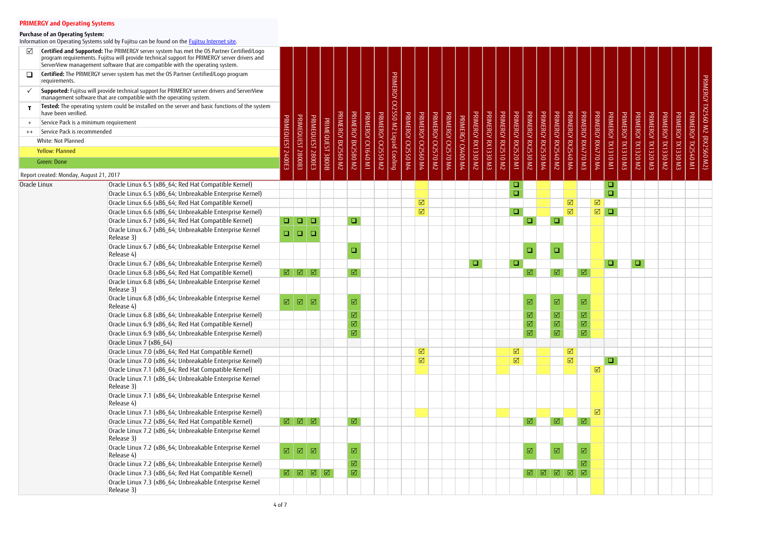## PRIMERGY and Operating Systems

**Purchase of an Operating System:**
Information on Operating Systems sold by Fujitsu can be found on the Fujitsu Internet site.

| Symbol | Meaning |
|---|---|
| ☑ | **Certified and Supported:** The PRIMERGY server system has met the OS Partner Certified/Logo program requirements. Fujitsu will provide technical support for PRIMERGY server drivers and ServerView management software that are compatible with the operating system. |
| ☐ | **Certified:** The PRIMERGY server system has met the OS Partner Certified/Logo program requirements. |
| ✓ | **Supported:** Fujitsu will provide technical support for PRIMERGY server drivers and ServerView management software that are compatible with the operating system. |
| T | **Tested:** The operating system could be installed on the server and basic functions of the system have been verified. |
| + | Service Pack is a minimum requirement |
| ++ | Service Pack is recommended |
| | White: Not Planned |
| | Yellow: Planned |
| | Green: Done |

Report created: Monday, August 21, 2017

| OS | Version | PRIMEQUEST 2400E3 | PRIMEQUEST 2800B3 | PRIMEQUEST 2800E3 | PRIMEQUEST 3800B | PRIMERGY BX2560 M2 | PRIMERGY BX2580 M2 | PRIMERGY CX1640 M1 | PRIMERGY CX2550 M2 | PRIMERGY CX2550 M2 Liquid Cooling | PRIMERGY CX2550 M4 | PRIMERGY CX2560 M4 | PRIMERGY CX2570 M2 | PRIMERGY CX2570 M4 | PRIMERGY CX400 M4 | PRIMERGY RX1330 M2 | PRIMERGY RX1330 M3 | PRIMERGY RX2510 M2 | PRIMERGY RX2520 M1 | PRIMERGY RX2530 M2 | PRIMERGY RX2530 M4 | PRIMERGY RX2540 M2 | PRIMERGY RX2540 M4 | PRIMERGY RX4770 M3 | PRIMERGY RX4770 M4 | PRIMERGY TX1310 M1 | PRIMERGY TX1310 M3 | PRIMERGY TX1320 M2 | PRIMERGY TX1320 M3 | PRIMERGY TX1330 M2 | PRIMERGY TX1330 M3 | PRIMERGY TX2540 M1 | PRIMERGY TX2560 M2 (RX2560 M2) |
|---|---|---|---|---|---|---|---|---|---|---|---|---|---|---|---|---|---|---|---|---|---|---|---|---|---|---|---|---|---|---|---|---|---|
| Oracle Linux | Oracle Linux 6.5 (x86_64; Red Hat Compatible Kernel) | | | | | | | | | | | | | | | | | | ☐ | | | | | | | ☐ | | | | | | | |
| | Oracle Linux 6.5 (x86_64; Unbreakable Enterprise Kernel) | | | | | | | | | | | | | | | | | | ☐ | | | | | | | ☐ | | | | | | | |
| | Oracle Linux 6.6 (x86_64; Red Hat Compatible Kernel) | | | | | | | | | | | ☑ | | | | | | | | | | | ☑ | | ☑ | | | | | | | | |
| | Oracle Linux 6.6 (x86_64; Unbreakable Enterprise Kernel) | | | | | | | | | | | ☑ | | | | | | | ☐ | | | | ☑ | | ☑ | ☐ | | | | | | | |
| | Oracle Linux 6.7 (x86_64; Red Hat Compatible Kernel) | ☐ | ☐ | ☐ | | | ☐ | | | | | | | | | | | | | ☐ | | ☐ | | | | | | | | | | | |
| | Oracle Linux 6.7 (x86_64; Unbreakable Enterprise Kernel Release 3) | ☐ | ☐ | ☐ | | | | | | | | | | | | | | | | | | | | | | | | | | | | | |
| | Oracle Linux 6.7 (x86_64; Unbreakable Enterprise Kernel Release 4) | | | | | | ☐ | | | | | | | | | | | | | ☐ | | ☐ | | | | | | | | | | | |
| | Oracle Linux 6.7 (x86_64; Unbreakable Enterprise Kernel) | | | | | | | | | | | | | | | ☐ | | | ☐ | | | | | | | ☐ | | ☐ | | | | | |
| | Oracle Linux 6.8 (x86_64; Red Hat Compatible Kernel) | ☑ | ☑ | ☑ | | | ☑ | | | | | | | | | | | | | ☑ | | ☑ | | ☑ | | | | | | | | | |
| | Oracle Linux 6.8 (x86_64; Unbreakable Enterprise Kernel Release 3) | | | | | | | | | | | | | | | | | | | | | | | | | | | | | | | | |
| | Oracle Linux 6.8 (x86_64; Unbreakable Enterprise Kernel Release 4) | ☑ | ☑ | ☑ | | | ☑ | | | | | | | | | | | | | ☑ | | ☑ | | ☑ | | | | | | | | | |
| | Oracle Linux 6.8 (x86_64; Unbreakable Enterprise Kernel) | | | | | | ☑ | | | | | | | | | | | | | ☑ | | ☑ | | ☑ | | | | | | | | | |
| | Oracle Linux 6.9 (x86_64; Red Hat Compatible Kernel) | | | | | | ☑ | | | | | | | | | | | | | ☑ | | ☑ | | ☑ | | | | | | | | | |
| | Oracle Linux 6.9 (x86_64; Unbreakable Enterprise Kernel) | | | | | | ☑ | | | | | | | | | | | | | ☑ | | ☑ | | ☑ | | | | | | | | | |
| | Oracle Linux 7 (x86_64) | | | | | | | | | | | | | | | | | | | | | | | | | | | | | | | | |
| | Oracle Linux 7.0 (x86_64; Red Hat Compatible Kernel) | | | | | | | | | | | ☑ | | | | | | | ☑ | | | | ☑ | | | | | | | | | | |
| | Oracle Linux 7.0 (x86_64; Unbreakable Enterprise Kernel) | | | | | | | | | | | ☑ | | | | | | | ☑ | | | | ☑ | | | ☐ | | | | | | | |
| | Oracle Linux 7.1 (x86_64; Red Hat Compatible Kernel) | | | | | | | | | | | | | | | | | | | | | | | | ☑ | | | | | | | | |
| | Oracle Linux 7.1 (x86_64; Unbreakable Enterprise Kernel Release 3) | | | | | | | | | | | | | | | | | | | | | | | | | | | | | | | | |
| | Oracle Linux 7.1 (x86_64; Unbreakable Enterprise Kernel Release 4) | | | | | | | | | | | | | | | | | | | | | | | | | | | | | | | | |
| | Oracle Linux 7.1 (x86_64; Unbreakable Enterprise Kernel) | | | | | | | | | | | | | | | | | | | | | | | | ☑ | | | | | | | | |
| | Oracle Linux 7.2 (x86_64; Red Hat Compatible Kernel) | ☑ | ☑ | ☑ | | | ☑ | | | | | | | | | | | | | ☑ | | ☑ | | ☑ | | | | | | | | | |
| | Oracle Linux 7.2 (x86_64; Unbreakable Enterprise Kernel Release 3) | | | | | | | | | | | | | | | | | | | | | | | | | | | | | | | | |
| | Oracle Linux 7.2 (x86_64; Unbreakable Enterprise Kernel Release 4) | ☑ | ☑ | ☑ | | | ☑ | | | | | | | | | | | | | ☑ | | ☑ | | ☑ | | | | | | | | | |
| | Oracle Linux 7.2 (x86_64; Unbreakable Enterprise Kernel) | | | | | | ☑ | | | | | | | | | | | | | | | | | ☑ | | | | | | | | | |
| | Oracle Linux 7.3 (x86_64; Red Hat Compatible Kernel) | ☑ | ☑ | ☑ | ☑ | | ☑ | | | | | | | | | | | | | ☑ | ☑ | ☑ | ☑ | ☑ | | | | | | | | | |
| | Oracle Linux 7.3 (x86_64; Unbreakable Enterprise Kernel Release 3) | | | | | | | | | | | | | | | | | | | | | | | | | | | | | | | | |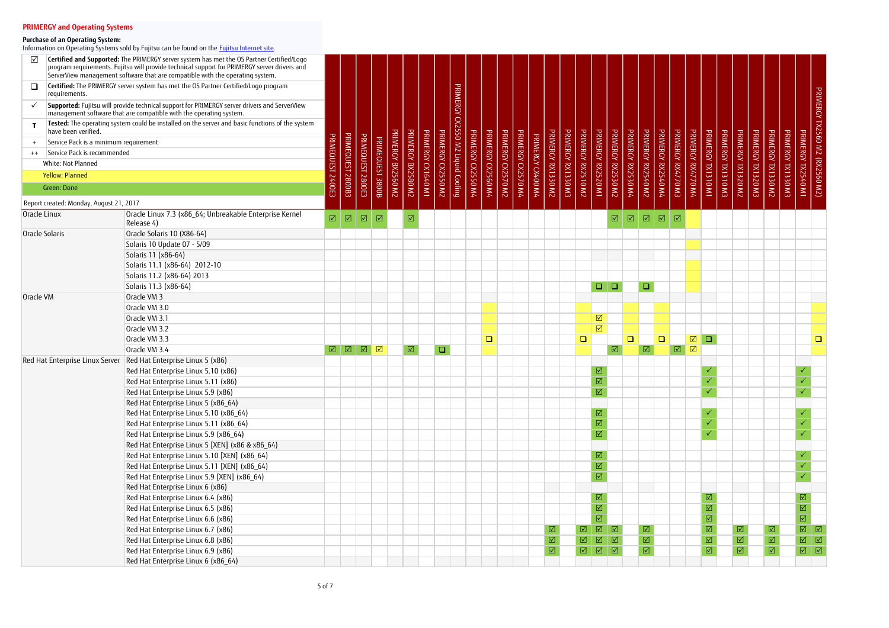## PRIMERGY and Operating Systems

**Purchase of an Operating System:**
Information on Operating Systems sold by Fujitsu can be found on the Fujitsu Internet site.

| Symbol | Meaning |
|---|---|
| ☑ | **Certified and Supported:** The PRIMERGY server system has met the OS Partner Certified/Logo program requirements. Fujitsu will provide technical support for PRIMERGY server drivers and ServerView management software that are compatible with the operating system. |
| ❑ | **Certified:** The PRIMERGY server system has met the OS Partner Certified/Logo program requirements. |
| ✓ | **Supported:** Fujitsu will provide technical support for PRIMERGY server drivers and ServerView management software that are compatible with the operating system. |
| T | **Tested:** The operating system could be installed on the server and basic functions of the system have been verified. |
| + | Service Pack is a minimum requirement |
| ++ | Service Pack is recommended |
| | White: Not Planned |
| | Yellow: Planned |
| | Green: Done |

Report created: Monday, August 21, 2017

| Operating System | Version | PRIMEQUEST 2400E3 | PRIMEQUEST 2800B3 | PRIMEQUEST 2800E3 | PRIMEQUEST 3800B | PRIMERGY BX2560 M2 | PRIMERGY BX2580 M2 | PRIMERGY CX1640 M1 | PRIMERGY CX2550 M2 | PRIMERGY CX2550 M2 Liquid Cooling | PRIMERGY CX2550 M4 | PRIMERGY CX2560 M4 | PRIMERGY CX2570 M2 | PRIMERGY CX2570 M4 | PRIMERGY CX400 M4 | PRIMERGY RX1330 M2 | PRIMERGY RX1330 M3 | PRIMERGY RX2510 M2 | PRIMERGY RX2520 M1 | PRIMERGY RX2530 M2 | PRIMERGY RX2530 M4 | PRIMERGY RX2540 M2 | PRIMERGY RX2540 M4 | PRIMERGY RX4770 M3 | PRIMERGY RX4770 M4 | PRIMERGY TX1310 M1 | PRIMERGY TX1310 M3 | PRIMERGY TX1320 M2 | PRIMERGY TX1320 M3 | PRIMERGY TX1330 M2 | PRIMERGY TX1330 M3 | PRIMERGY TX2540 M1 | PRIMERGY TX2560 M2 (RX2560 M2) |
|---|---|---|---|---|---|---|---|---|---|---|---|---|---|---|---|---|---|---|---|---|---|---|---|---|---|---|---|---|---|---|---|---|---|
| Oracle Linux | Oracle Linux 7.3 (x86_64; Unbreakable Enterprise Kernel Release 4) | ☑ | ☑ | ☑ | ☑ | | ☑ | | | | | | | | | | | | | ☑ | ☑ | ☑ | ☑ | ☑ | | | | | | | | | |
| Oracle Solaris | Oracle Solaris 10 (X86-64) | | | | | | | | | | | | | | | | | | | | | | | | | | | | | | | | |
| | Solaris 10 Update 07 - 5/09 | | | | | | | | | | | | | | | | | | | | | | | | | | | | | | | | |
| | Solaris 11 (x86-64) | | | | | | | | | | | | | | | | | | | | | | | | | | | | | | | | |
| | Solaris 11.1 (x86-64) 2012-10 | | | | | | | | | | | | | | | | | | | | | | | | | | | | | | | | |
| | Solaris 11.2 (x86-64) 2013 | | | | | | | | | | | | | | | | | | | | | | | | | | | | | | | | |
| | Solaris 11.3 (x86-64) | | | | | | | | | | | | | | | | | | ❑ | ❑ | | ❑ | | | | | | | | | | | |
| Oracle VM | Oracle VM 3 | | | | | | | | | | | | | | | | | | | | | | | | | | | | | | | | |
| | Oracle VM 3.0 | | | | | | | | | | | | | | | | | | | | | | | | | | | | | | | | |
| | Oracle VM 3.1 | | | | | | | | | | | | | | | | | | ☑ | | | | | | | | | | | | | | |
| | Oracle VM 3.2 | | | | | | | | | | | | | | | | | | ☑ | | | | | | | | | | | | | | |
| | Oracle VM 3.3 | | | | | | | | | | | ❑ | | | | | | ❑ | | | ❑ | | ❑ | | ☑ | ❑ | | | | | | | ❑ |
| | Oracle VM 3.4 | ☑ | ☑ | ☑ | ☑ | | ☑ | | ❑ | | | | | | | | | | | ☑ | | ☑ | | ☑ | ☑ | | | | | | | | |
| Red Hat Enterprise Linux Server | Red Hat Enterprise Linux 5 (x86) | | | | | | | | | | | | | | | | | | | | | | | | | | | | | | | | |
| | Red Hat Enterprise Linux 5.10 (x86) | | | | | | | | | | | | | | | | | | ☑ | | | | | | | ✓ | | | | | | ✓ | |
| | Red Hat Enterprise Linux 5.11 (x86) | | | | | | | | | | | | | | | | | | ☑ | | | | | | | ✓ | | | | | | ✓ | |
| | Red Hat Enterprise Linux 5.9 (x86) | | | | | | | | | | | | | | | | | | ☑ | | | | | | | ✓ | | | | | | ✓ | |
| | Red Hat Enterprise Linux 5 (x86_64) | | | | | | | | | | | | | | | | | | | | | | | | | | | | | | | | |
| | Red Hat Enterprise Linux 5.10 (x86_64) | | | | | | | | | | | | | | | | | | ☑ | | | | | | | ✓ | | | | | | ✓ | |
| | Red Hat Enterprise Linux 5.11 (x86_64) | | | | | | | | | | | | | | | | | | ☑ | | | | | | | ✓ | | | | | | ✓ | |
| | Red Hat Enterprise Linux 5.9 (x86_64) | | | | | | | | | | | | | | | | | | ☑ | | | | | | | ✓ | | | | | | ✓ | |
| | Red Hat Enterprise Linux 5 [XEN] (x86 & x86_64) | | | | | | | | | | | | | | | | | | | | | | | | | | | | | | | | |
| | Red Hat Enterprise Linux 5.10 [XEN] (x86_64) | | | | | | | | | | | | | | | | | | ☑ | | | | | | | | | | | | | ✓ | |
| | Red Hat Enterprise Linux 5.11 [XEN] (x86_64) | | | | | | | | | | | | | | | | | | ☑ | | | | | | | | | | | | | ✓ | |
| | Red Hat Enterprise Linux 5.9 [XEN] (x86_64) | | | | | | | | | | | | | | | | | | ☑ | | | | | | | | | | | | | ✓ | |
| | Red Hat Enterprise Linux 6 (x86) | | | | | | | | | | | | | | | | | | | | | | | | | | | | | | | | |
| | Red Hat Enterprise Linux 6.4 (x86) | | | | | | | | | | | | | | | | | | ☑ | | | | | | | ☑ | | | | | | ☑ | |
| | Red Hat Enterprise Linux 6.5 (x86) | | | | | | | | | | | | | | | | | | ☑ | | | | | | | ☑ | | | | | | ☑ | |
| | Red Hat Enterprise Linux 6.6 (x86) | | | | | | | | | | | | | | | | | | ☑ | | | | | | | ☑ | | | | | | ☑ | |
| | Red Hat Enterprise Linux 6.7 (x86) | | | | | | | | | | | | | | | ☑ | | ☑ | ☑ | ☑ | | ☑ | | | | ☑ | | ☑ | | ☑ | | ☑ | ☑ |
| | Red Hat Enterprise Linux 6.8 (x86) | | | | | | | | | | | | | | | ☑ | | ☑ | ☑ | ☑ | | ☑ | | | | ☑ | | ☑ | | ☑ | | ☑ | ☑ |
| | Red Hat Enterprise Linux 6.9 (x86) | | | | | | | | | | | | | | | ☑ | | ☑ | ☑ | ☑ | | ☑ | | | | ☑ | | ☑ | | ☑ | | ☑ | ☑ |
| | Red Hat Enterprise Linux 6 (x86_64) | | | | | | | | | | | | | | | | | | | | | | | | | | | | | | | | |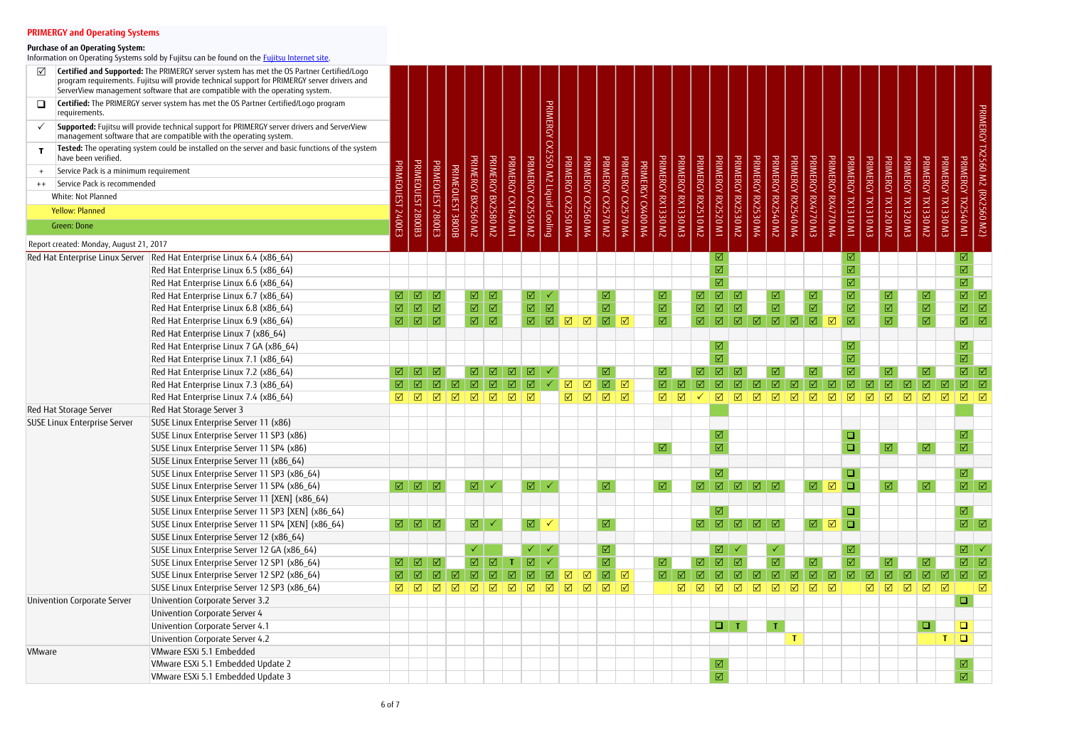## PRIMERGY and Operating Systems

**Purchase of an Operating System:**
Information on Operating Systems sold by Fujitsu can be found on the Fujitsu Internet site.

| Symbol | Meaning |
|---|---|
| ☑ | **Certified and Supported:** The PRIMERGY server system has met the OS Partner Certified/Logo program requirements. Fujitsu will provide technical support for PRIMERGY server drivers and ServerView management software that are compatible with the operating system. |
| ❑ | **Certified:** The PRIMERGY server system has met the OS Partner Certified/Logo program requirements. |
| ✓ | **Supported:** Fujitsu will provide technical support for PRIMERGY server drivers and ServerView management software that are compatible with the operating system. |
| T | **Tested:** The operating system could be installed on the server and basic functions of the system have been verified. |
| + | Service Pack is a minimum requirement |
| ++ | Service Pack is recommended |
| | White: Not Planned |
| | Yellow: Planned |
| | Green: Done |

Report created: Monday, August 21, 2017

| | | PRIMEQUEST 2400E3 | PRIMEQUEST 2800B3 | PRIMEQUEST 2800E3 | PRIMEQUEST 3800B | PRIMERGY BX2560 M2 | PRIMERGY BX2580 M2 | PRIMERGY CX1640 M1 | PRIMERGY CX2550 M2 | PRIMERGY CX2550 M2 Liquid Cooling | PRIMERGY CX2550 M4 | PRIMERGY CX2560 M4 | PRIMERGY CX2570 M2 | PRIMERGY CX2570 M4 | PRIMERGY CX400 M4 | PRIMERGY RX1330 M2 | PRIMERGY RX1330 M3 | PRIMERGY RX2510 M2 | PRIMERGY RX2520 M1 | PRIMERGY RX2530 M2 | PRIMERGY RX2530 M4 | PRIMERGY RX2540 M2 | PRIMERGY RX2540 M4 | PRIMERGY RX4770 M3 | PRIMERGY RX4770 M4 | PRIMERGY TX1310 M1 | PRIMERGY TX1310 M3 | PRIMERGY TX1320 M2 | PRIMERGY TX1320 M3 | PRIMERGY TX1330 M2 | PRIMERGY TX1330 M3 | PRIMERGY TX2540 M1 | PRIMERGY TX2560 M2 (RX2560 M2) |
|---|---|---|---|---|---|---|---|---|---|---|---|---|---|---|---|---|---|---|---|---|---|---|---|---|---|---|---|---|---|---|---|---|---|
| Red Hat Enterprise Linux Server | Red Hat Enterprise Linux 6.4 (x86_64) | | | | | | | | | | | | | | | | | | ☑ | | | | | | | ☑ | | | | | | ☑ | |
| | Red Hat Enterprise Linux 6.5 (x86_64) | | | | | | | | | | | | | | | | | | ☑ | | | | | | | ☑ | | | | | | ☑ | |
| | Red Hat Enterprise Linux 6.6 (x86_64) | | | | | | | | | | | | | | | | | | ☑ | | | | | | | ☑ | | | | | | ☑ | |
| | Red Hat Enterprise Linux 6.7 (x86_64) | ☑ | ☑ | ☑ | | ☑ | ☑ | | ☑ | ✓ | | | ☑ | | | ☑ | | ☑ | ☑ | ☑ | | ☑ | | ☑ | | ☑ | | ☑ | | ☑ | | ☑ | ☑ |
| | Red Hat Enterprise Linux 6.8 (x86_64) | ☑ | ☑ | ☑ | | ☑ | ☑ | | ☑ | ☑ | | | ☑ | | | ☑ | | ☑ | ☑ | ☑ | | ☑ | | ☑ | | ☑ | | ☑ | | ☑ | | ☑ | ☑ |
| | Red Hat Enterprise Linux 6.9 (x86_64) | ☑ | ☑ | ☑ | | ☑ | ☑ | | ☑ | ☑ | ☑ | ☑ | ☑ | ☑ | | ☑ | | ☑ | ☑ | ☑ | ☑ | ☑ | ☑ | ☑ | ☑ | ☑ | | ☑ | | ☑ | | ☑ | ☑ |
| | Red Hat Enterprise Linux 7 (x86_64) | | | | | | | | | | | | | | | | | | | | | | | | | | | | | | | | |
| | Red Hat Enterprise Linux 7 GA (x86_64) | | | | | | | | | | | | | | | | | | ☑ | | | | | | | ☑ | | | | | | ☑ | |
| | Red Hat Enterprise Linux 7.1 (x86_64) | | | | | | | | | | | | | | | | | | ☑ | | | | | | | ☑ | | | | | | ☑ | |
| | Red Hat Enterprise Linux 7.2 (x86_64) | ☑ | ☑ | ☑ | | ☑ | ☑ | ☑ | ☑ | ✓ | | | ☑ | | | ☑ | | ☑ | ☑ | ☑ | | ☑ | | ☑ | | ☑ | | ☑ | | ☑ | | ☑ | ☑ |
| | Red Hat Enterprise Linux 7.3 (x86_64) | ☑ | ☑ | ☑ | ☑ | ☑ | ☑ | ☑ | ☑ | ✓ | ☑ | ☑ | ☑ | ☑ | | ☑ | ☑ | ☑ | ☑ | ☑ | ☑ | ☑ | ☑ | ☑ | ☑ | ☑ | ☑ | ☑ | ☑ | ☑ | ☑ | ☑ | ☑ |
| | Red Hat Enterprise Linux 7.4 (x86_64) | ☑ | ☑ | ☑ | ☑ | ☑ | ☑ | ☑ | ☑ | | ☑ | ☑ | ☑ | ☑ | | ☑ | ☑ | ✓ | ☑ | ☑ | ☑ | ☑ | ☑ | ☑ | ☑ | ☑ | ☑ | ☑ | ☑ | ☑ | ☑ | ☑ | ☑ |
| Red Hat Storage Server | Red Hat Storage Server 3 | | | | | | | | | | | | | | | | | | | | | | | | | | | | | | | | |
| SUSE Linux Enterprise Server | SUSE Linux Enterprise Server 11 (x86) | | | | | | | | | | | | | | | | | | | | | | | | | | | | | | | | |
| | SUSE Linux Enterprise Server 11 SP3 (x86) | | | | | | | | | | | | | | | | | | ☑ | | | | | | | ❑ | | | | | | ☑ | |
| | SUSE Linux Enterprise Server 11 SP4 (x86) | | | | | | | | | | | | | | | ☑ | | | ☑ | | | | | | | ❑ | | ☑ | | ☑ | | ☑ | |
| | SUSE Linux Enterprise Server 11 (x86_64) | | | | | | | | | | | | | | | | | | | | | | | | | | | | | | | | |
| | SUSE Linux Enterprise Server 11 SP3 (x86_64) | | | | | | | | | | | | | | | | | | ☑ | | | | | | | ❑ | | | | | | ☑ | |
| | SUSE Linux Enterprise Server 11 SP4 (x86_64) | ☑ | ☑ | ☑ | | ☑ | ✓ | | ☑ | ✓ | | | ☑ | | | ☑ | | ☑ | ☑ | ☑ | ☑ | ☑ | | ☑ | ☑ | ❑ | | ☑ | | ☑ | | ☑ | ☑ |
| | SUSE Linux Enterprise Server 11 [XEN] (x86_64) | | | | | | | | | | | | | | | | | | | | | | | | | | | | | | | | |
| | SUSE Linux Enterprise Server 11 SP3 [XEN] (x86_64) | | | | | | | | | | | | | | | | | | ☑ | | | | | | | ❑ | | | | | | ☑ | |
| | SUSE Linux Enterprise Server 11 SP4 [XEN] (x86_64) | ☑ | ☑ | ☑ | | ☑ | ✓ | | ☑ | ✓ | | | ☑ | | | | | ☑ | ☑ | ☑ | ☑ | ☑ | | ☑ | ☑ | ❑ | | | | | | ☑ | ☑ |
| | SUSE Linux Enterprise Server 12 (x86_64) | | | | | | | | | | | | | | | | | | | | | | | | | | | | | | | | |
| | SUSE Linux Enterprise Server 12 GA (x86_64) | | | | | ✓ | | | ✓ | ✓ | | | ☑ | | | | | | ☑ | ✓ | | ✓ | | | | ☑ | | | | | | ☑ | ✓ |
| | SUSE Linux Enterprise Server 12 SP1 (x86_64) | ☑ | ☑ | ☑ | | ☑ | ☑ | T | ☑ | ✓ | | | ☑ | | | ☑ | | ☑ | ☑ | ☑ | | ☑ | | ☑ | | ☑ | | ☑ | | ☑ | | ☑ | ☑ |
| | SUSE Linux Enterprise Server 12 SP2 (x86_64) | ☑ | ☑ | ☑ | ☑ | ☑ | ☑ | ☑ | ☑ | ☑ | ☑ | ☑ | ☑ | ☑ | | ☑ | ☑ | ☑ | ☑ | ☑ | ☑ | ☑ | ☑ | ☑ | ☑ | ☑ | ☑ | ☑ | ☑ | ☑ | ☑ | ☑ | ☑ |
| | SUSE Linux Enterprise Server 12 SP3 (x86_64) | ☑ | ☑ | ☑ | ☑ | ☑ | ☑ | ☑ | ☑ | ☑ | ☑ | ☑ | ☑ | ☑ | | | ☑ | ☑ | ☑ | ☑ | ☑ | ☑ | ☑ | ☑ | ☑ | | ☑ | ☑ | ☑ | ☑ | ☑ | | ☑ |
| Univention Corporate Server | Univention Corporate Server 3.2 | | | | | | | | | | | | | | | | | | | | | | | | | | | | | | | ❑ | |
| | Univention Corporate Server 4 | | | | | | | | | | | | | | | | | | | | | | | | | | | | | | | | |
| | Univention Corporate Server 4.1 | | | | | | | | | | | | | | | | | | ❑ | T | | T | | | | | | | | ❑ | | ❑ | |
| | Univention Corporate Server 4.2 | | | | | | | | | | | | | | | | | | | | | | T | | | | | | | | T | ❑ | |
| VMware | VMware ESXi 5.1 Embedded | | | | | | | | | | | | | | | | | | | | | | | | | | | | | | | | |
| | VMware ESXi 5.1 Embedded Update 2 | | | | | | | | | | | | | | | | | | ☑ | | | | | | | | | | | | | ☑ | |
| | VMware ESXi 5.1 Embedded Update 3 | | | | | | | | | | | | | | | | | | ☑ | | | | | | | | | | | | | ☑ | |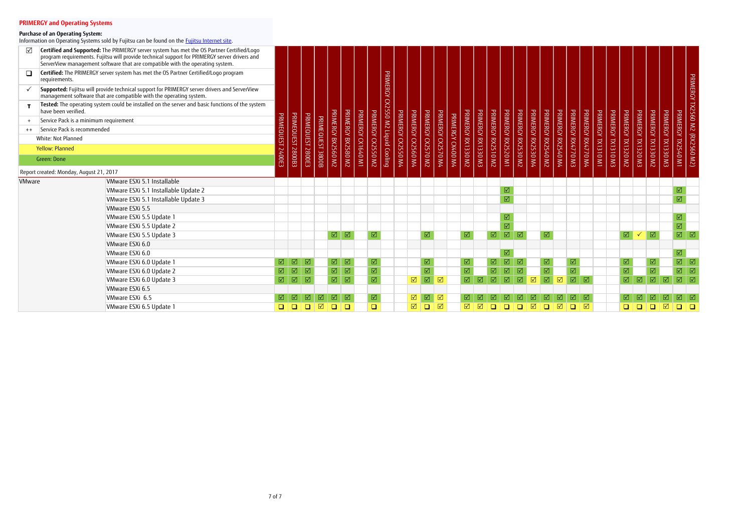## PRIMERGY and Operating Systems

**Purchase of an Operating System:**
Information on Operating Systems sold by Fujitsu can be found on the Fujitsu Internet site.

| Symbol | Meaning |
|---|---|
| ☑ | **Certified and Supported:** The PRIMERGY server system has met the OS Partner Certified/Logo program requirements. Fujitsu will provide technical support for PRIMERGY server drivers and ServerView management software that are compatible with the operating system. |
| ❑ | **Certified:** The PRIMERGY server system has met the OS Partner Certified/Logo program requirements. |
| ✓ | **Supported:** Fujitsu will provide technical support for PRIMERGY server drivers and ServerView management software that are compatible with the operating system. |
| T | **Tested:** The operating system could be installed on the server and basic functions of the system have been verified. |
| + | Service Pack is a minimum requirement |
| ++ | Service Pack is recommended |
| | White: Not Planned |
| | Yellow: Planned |
| | Green: Done |

Report created: Monday, August 21, 2017

| | | PRIMEQUEST 2400E3 | PRIMEQUEST 2800B3 | PRIMEQUEST 2800E3 | PRIMEQUEST 3800B | PRIMERGY BX2560 M2 | PRIMERGY BX2580 M2 | PRIMERGY CX1640 M1 | PRIMERGY CX2550 M2 | PRIMERGY CX2550 M2 Liquid Cooling | PRIMERGY CX2550 M4 | PRIMERGY CX2560 M4 | PRIMERGY CX2570 M2 | PRIMERGY CX2570 M4 | PRIMERGY CX400 M4 | PRIMERGY RX1330 M2 | PRIMERGY RX1330 M3 | PRIMERGY RX2510 M2 | PRIMERGY RX2520 M1 | PRIMERGY RX2530 M2 | PRIMERGY RX2530 M4 | PRIMERGY RX2540 M2 | PRIMERGY RX2540 M4 | PRIMERGY RX4770 M3 | PRIMERGY RX4770 M4 | PRIMERGY TX1310 M1 | PRIMERGY TX1310 M3 | PRIMERGY TX1320 M2 | PRIMERGY TX1320 M3 | PRIMERGY TX1330 M2 | PRIMERGY TX1330 M3 | PRIMERGY TX2540 M1 | PRIMERGY TX2560 M2 (BX2560 M2) |
|---|---|---|---|---|---|---|---|---|---|---|---|---|---|---|---|---|---|---|---|---|---|---|---|---|---|---|---|---|---|---|---|---|---|
| VMware | VMware ESXi 5.1 Installable | | | | | | | | | | | | | | | | | | | | | | | | | | | | | | | | |
| | VMware ESXi 5.1 Installable Update 2 | | | | | | | | | | | | | | | | | | ☑ | | | | | | | | | | | | | ☑ | |
| | VMware ESXi 5.1 Installable Update 3 | | | | | | | | | | | | | | | | | | ☑ | | | | | | | | | | | | | ☑ | |
| | VMware ESXi 5.5 | | | | | | | | | | | | | | | | | | | | | | | | | | | | | | | | |
| | VMware ESXi 5.5 Update 1 | | | | | | | | | | | | | | | | | | ☑ | | | | | | | | | | | | | ☑ | |
| | VMware ESXi 5.5 Update 2 | | | | | | | | | | | | | | | | | | ☑ | | | | | | | | | | | | | ☑ | |
| | VMware ESXi 5.5 Update 3 | | | | | ☑ | ☑ | | ☑ | | | | ☑ | | | ☑ | | ☑ | ☑ | ☑ | | ☑ | | | | | | ☑ | ✓ | ☑ | | ☑ | ☑ |
| | VMware ESXi 6.0 | | | | | | | | | | | | | | | | | | | | | | | | | | | | | | | | |
| | VMware ESXi 6.0 | | | | | | | | | | | | | | | | | | ☑ | | | | | | | | | | | | | ☑ | |
| | VMware ESXi 6.0 Update 1 | ☑ | ☑ | ☑ | | ☑ | ☑ | | ☑ | | | | ☑ | | | ☑ | | ☑ | ☑ | ☑ | | ☑ | | ☑ | | | | ☑ | | ☑ | | ☑ | ☑ |
| | VMware ESXi 6.0 Update 2 | ☑ | ☑ | ☑ | | ☑ | ☑ | | ☑ | | | | ☑ | | | ☑ | | ☑ | ☑ | ☑ | | ☑ | | ☑ | | | | ☑ | | ☑ | | ☑ | ☑ |
| | VMware ESXi 6.0 Update 3 | ☑ | ☑ | ☑ | | ☑ | ☑ | | ☑ | | | ☑ | ☑ | ☑ | | ☑ | ☑ | ☑ | ☑ | ☑ | ☑ | ☑ | ☑ | ☑ | ☑ | | | ☑ | ☑ | ☑ | ☑ | ☑ | ☑ |
| | VMware ESXi 6.5 | | | | | | | | | | | | | | | | | | | | | | | | | | | | | | | | |
| | VMware ESXi 6.5 | ☑ | ☑ | ☑ | ☑ | ☑ | ☑ | | ☑ | | | ☑ | ☑ | ☑ | | ☑ | ☑ | ☑ | ☑ | ☑ | ☑ | ☑ | ☑ | ☑ | ☑ | | | ☑ | ☑ | ☑ | ☑ | ☑ | ☑ |
| | VMware ESXi 6.5 Update 1 | ❑ | ❑ | ❑ | ☑ | ❑ | ❑ | | ❑ | | | ☑ | ❑ | ☑ | | ☑ | ☑ | ❑ | ❑ | ❑ | ☑ | ❑ | ☑ | ❑ | ☑ | | | ❑ | ❑ | ❑ | ☑ | ❑ | ❑ |